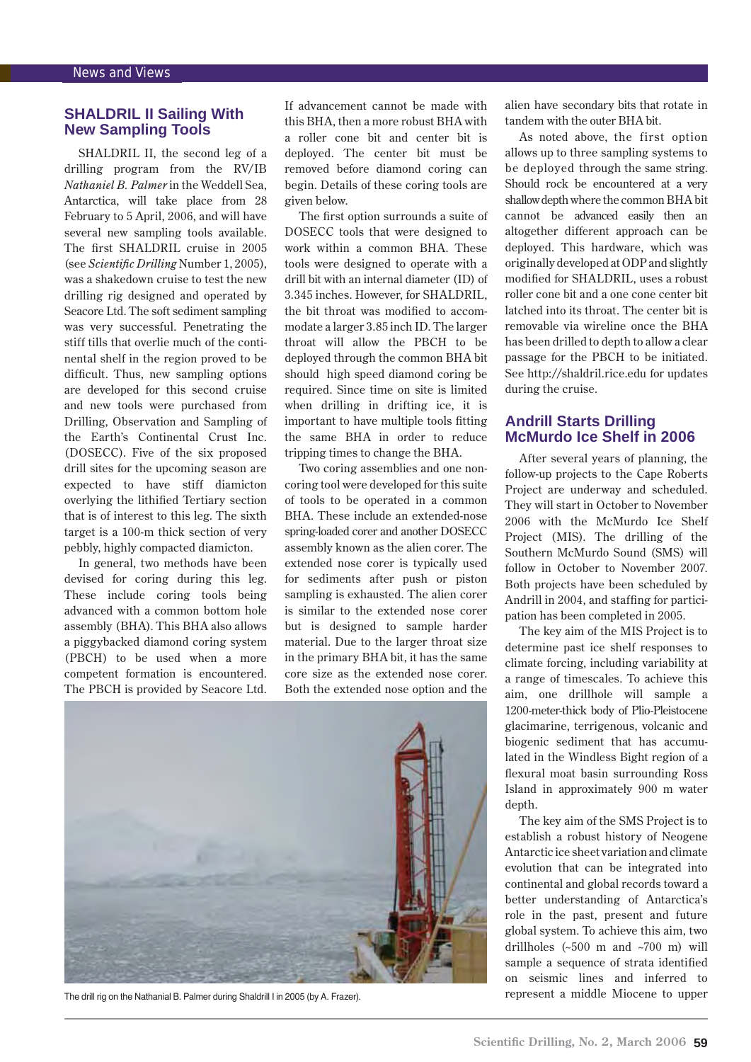## SHALDRIL II Sailing With New Sampling Tools

SHALDRIL II, the second leg of a drilling program from the RV/IB *Nathaniel B. Palmer* in the Weddell Sea, Antarctica, will take place from 28 February to 5 April, 2006, and will have several new sampling tools available. The first SHALDRIL cruise in 2005 (see *Scientific Drilling* Number 1, 2005), was a shakedown cruise to test the new drilling rig designed and operated by Seacore Ltd. The soft sediment sampling was very successful. Penetrating the stiff tills that overlie much of the continental shelf in the region proved to be difficult. Thus, new sampling options are developed for this second cruise and new tools were purchased from Drilling, Observation and Sampling of the Earth's Continental Crust Inc. (DOSECC). Five of the six proposed drill sites for the upcoming season are expected to have stiff diamicton overlying the lithified Tertiary section that is of interest to this leg. The sixth target is a 100-m thick section of very pebbly, highly compacted diamicton.

In general, two methods have been devised for coring during this leg. These include coring tools being advanced with a common bottom hole assembly (BHA). This BHA also allows a piggybacked diamond coring system (PBCH) to be used when a more competent formation is encountered. The PBCH is provided by Seacore Ltd. If advancement cannot be made with this BHA, then a more robust BHA with a roller cone bit and center bit is deployed. The center bit must be removed before diamond coring can begin. Details of these coring tools are given below.

The first option surrounds a suite of DOSECC tools that were designed to work within a common BHA. These tools were designed to operate with a drill bit with an internal diameter (ID) of 3.345 inches. However, for SHALDRIL, the bit throat was modified to accommodate a larger 3.85 inch ID. The larger throat will allow the PBCH to be deployed through the common BHA bit should high speed diamond coring be required. Since time on site is limited when drilling in drifting ice, it is important to have multiple tools fitting the same BHA in order to reduce tripping times to change the BHA.

Two coring assemblies and one non-coring tool were developed for this suite of tools to be operated in a common BHA. These include an extended-nose spring-loaded corer and another DOSECC assembly known as the alien corer. The extended nose corer is typically used for sediments after push or piston sampling is exhausted. The alien corer is similar to the extended nose corer but is designed to sample harder material. Due to the larger throat size in the primary BHA bit, it has the same core size as the extended nose corer. Both the extended nose option and the alien have secondary bits that rotate in tandem with the outer BHA bit.

As noted above, the first option allows up to three sampling systems to be deployed through the same string. Should rock be encountered at a very shallow depth where the common BHA bit cannot be advanced easily then an altogether different approach can be deployed. This hardware, which was originally developed at ODP and slightly modified for SHALDRIL, uses a robust roller cone bit and a one cone center bit latched into its throat. The center bit is removable via wireline once the BHA has been drilled to depth to allow a clear passage for the PBCH to be initiated. See http://shaldril.rice.edu for updates during the cruise.

The drill rig on the Nathanial B. Palmer during Shaldrill I in 2005 (by A. Frazer).

## Andrill Starts Drilling McMurdo Ice Shelf in 2006

After several years of planning, the follow-up projects to the Cape Roberts Project are underway and scheduled. They will start in October to November 2006 with the McMurdo Ice Shelf Project (MIS). The drilling of the Southern McMurdo Sound (SMS) will follow in October to November 2007. Both projects have been scheduled by Andrill in 2004, and staffing for participation has been completed in 2005.

The key aim of the MIS Project is to determine past ice shelf responses to climate forcing, including variability at a range of timescales. To achieve this aim, one drillhole will sample a 1200-meter-thick body of Plio-Pleistocene glacimarine, terrigenous, volcanic and biogenic sediment that has accumulated in the Windless Bight region of a flexural moat basin surrounding Ross Island in approximately 900 m water depth.

The key aim of the SMS Project is to establish a robust history of Neogene Antarctic ice sheet variation and climate evolution that can be integrated into continental and global records toward a better understanding of Antarctica's role in the past, present and future global system. To achieve this aim, two drillholes (~500 m and ~700 m) will sample a sequence of strata identified on seismic lines and inferred to represent a middle Miocene to upper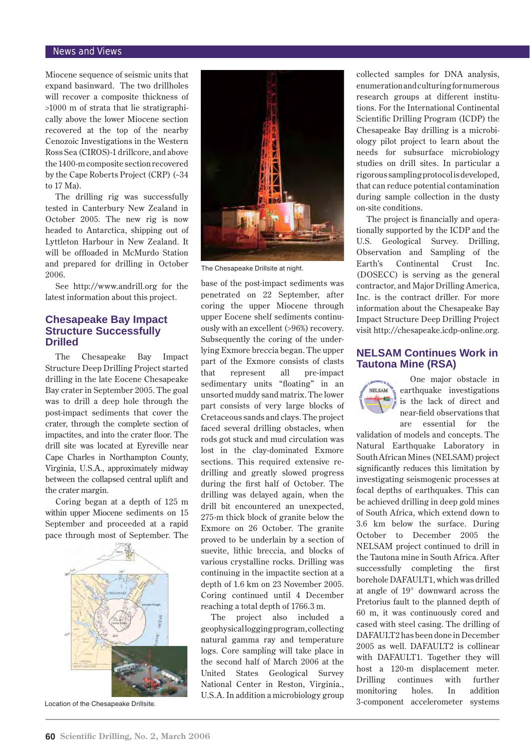Miocene sequence of seismic units that expand basinward. The two drillholes will recover a composite thickness of >1000 m of strata that lie stratigraphically above the lower Miocene section recovered at the nearby Cenozoic Investigations in the Western Ross Sea (CIROS)-1 drillcore, and above the 1400-m composite section recovered by the Cape Roberts Project (CRP) (~34 to 17 Ma).

The drilling rig was successfully tested in Canterbury New Zealand in October 2005. The new rig is now headed to Antarctica, shipping out of Lyttleton Harbour in New Zealand. It will be offloaded in McMurdo Station and prepared for drilling in October 2006.

See http://www.andrill.org for the latest information about this project.

## Chesapeake Bay Impact Structure Successfully Drilled

The Chesapeake Bay Impact Structure Deep Drilling Project started drilling in the late Eocene Chesapeake Bay crater in September 2005. The goal was to drill a deep hole through the post-impact sediments that cover the crater, through the complete section of impactites, and into the crater floor. The drill site was located at Eyreville near Cape Charles in Northampton County, Virginia, U.S.A., approximately midway between the collapsed central uplift and the crater margin.

Coring began at a depth of 125 m within upper Miocene sediments on 15 September and proceeded at a rapid pace through most of September. The base of the post-impact sediments was penetrated on 22 September, after coring the upper Miocene through upper Eocene shelf sediments continuously with an excellent (>96%) recovery. Subsequently the coring of the underlying Exmore breccia began. The upper part of the Exmore consists of clasts that represent all pre-impact sedimentary units "floating" in an unsorted muddy sand matrix. The lower part consists of very large blocks of Cretaceous sands and clays. The project faced several drilling obstacles, when rods got stuck and mud circulation was lost in the clay-dominated Exmore sections. This required extensive re-drilling and greatly slowed progress during the first half of October. The drilling was delayed again, when the drill bit encountered an unexpected, 275-m thick block of granite below the Exmore on 26 October. The granite proved to be underlain by a section of suevite, lithic breccia, and blocks of various crystalline rocks. Drilling was continuing in the impactite section at a depth of 1.6 km on 23 November 2005. Coring continued until 4 December reaching a total depth of 1766.3 m.

Location of the Chesapeake Drillsite.

The Chesapeake Drillsite at night.

The project also included a geophysical logging program, collecting natural gamma ray and temperature logs. Core sampling will take place in the second half of March 2006 at the United States Geological Survey National Center in Reston, Virginia., U.S.A. In addition a microbiology group collected samples for DNA analysis, enumeration and culturing for numerous research groups at different institutions. For the International Continental Scientific Drilling Program (ICDP) the Chesapeake Bay drilling is a microbiology pilot project to learn about the needs for subsurface microbiology studies on drill sites. In particular a rigorous sampling protocol is developed, that can reduce potential contamination during sample collection in the dusty on-site conditions.

The project is financially and operationally supported by the ICDP and the U.S. Geological Survey. Drilling, Observation and Sampling of the Earth's Continental Crust Inc. (DOSECC) is serving as the general contractor, and Major Drilling America, Inc. is the contract driller. For more information about the Chesapeake Bay Impact Structure Deep Drilling Project visit http://chesapeake.icdp-online.org.

## NELSAM Continues Work in Tautona Mine (RSA)

One major obstacle in earthquake investigations is the lack of direct and near-field observations that are essential for the validation of models and concepts. The Natural Earthquake Laboratory in South African Mines (NELSAM) project significantly reduces this limitation by investigating seismogenic processes at focal depths of earthquakes. This can be achieved drilling in deep gold mines of South Africa, which extend down to 3.6 km below the surface. During October to December 2005 the NELSAM project continued to drill in the Tautona mine in South Africa. After successfully completing the first borehole DAFAULT1, which was drilled at angle of 19° downward across the Pretorius fault to the planned depth of 60 m, it was continuously cored and cased with steel casing. The drilling of DAFAULT2 has been done in December 2005 as well. DAFAULT2 is collinear with DAFAULT1. Together they will host a 120-m displacement meter. Drilling continues with further monitoring holes. In addition 3-component accelerometer systems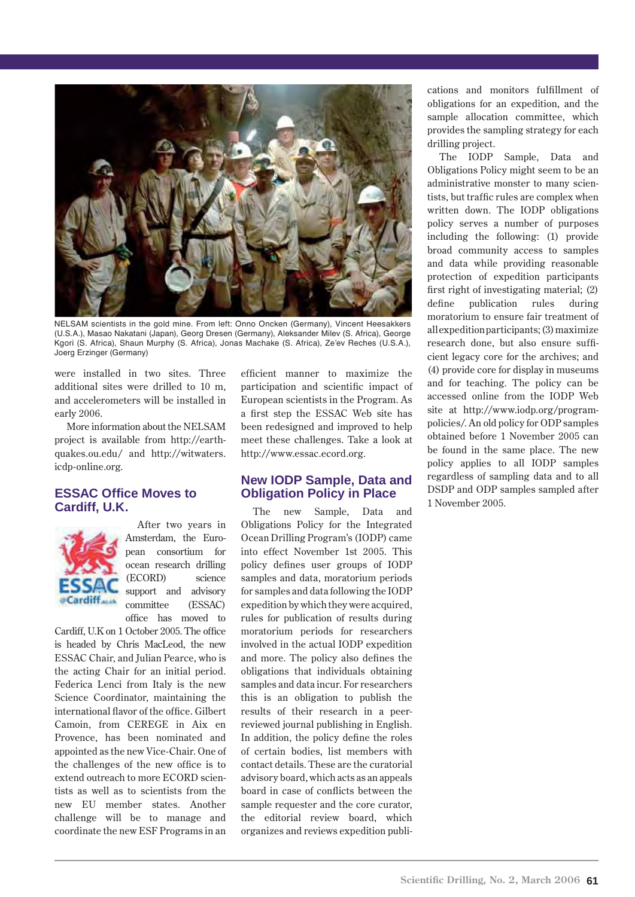NELSAM scientists in the gold mine. From left: Onno Oncken (Germany), Vincent Heesakkers (U.S.A.), Masao Nakatani (Japan), Georg Dresen (Germany), Aleksander Milev (S. Africa), George Kgori (S. Africa), Shaun Murphy (S. Africa), Jonas Machake (S. Africa), Ze'ev Reches (U.S.A.), Joerg Erzinger (Germany)

were installed in two sites. Three additional sites were drilled to 10 m, and accelerometers will be installed in early 2006.

More information about the NELSAM project is available from http://earthquakes.ou.edu/ and http://witwaters.icdp-online.org.

## ESSAC Office Moves to Cardiff, U.K.

After two years in Amsterdam, the European consortium for ocean research drilling (ECORD) science support and advisory committee (ESSAC) office has moved to Cardiff, U.K on 1 October 2005. The office is headed by Chris MacLeod, the new ESSAC Chair, and Julian Pearce, who is the acting Chair for an initial period. Federica Lenci from Italy is the new Science Coordinator, maintaining the international flavor of the office. Gilbert Camoin, from CEREGE in Aix en Provence, has been nominated and appointed as the new Vice-Chair. One of the challenges of the new office is to extend outreach to more ECORD scientists as well as to scientists from the new EU member states. Another challenge will be to manage and coordinate the new ESF Programs in an efficient manner to maximize the participation and scientific impact of European scientists in the Program. As a first step the ESSAC Web site has been redesigned and improved to help meet these challenges. Take a look at http://www.essac.ecord.org.

## New IODP Sample, Data and Obligation Policy in Place

The new Sample, Data and Obligations Policy for the Integrated Ocean Drilling Program's (IODP) came into effect November 1st 2005. This policy defines user groups of IODP samples and data, moratorium periods for samples and data following the IODP expedition by which they were acquired, rules for publication of results during moratorium periods for researchers involved in the actual IODP expedition and more. The policy also defines the obligations that individuals obtaining samples and data incur. For researchers this is an obligation to publish the results of their research in a peer-reviewed journal publishing in English. In addition, the policy define the roles of certain bodies, list members with contact details. These are the curatorial advisory board, which acts as an appeals board in case of conflicts between the sample requester and the core curator, the editorial review board, which organizes and reviews expedition publications and monitors fulfillment of obligations for an expedition, and the sample allocation committee, which provides the sampling strategy for each drilling project.

The IODP Sample, Data and Obligations Policy might seem to be an administrative monster to many scientists, but traffic rules are complex when written down. The IODP obligations policy serves a number of purposes including the following: (1) provide broad community access to samples and data while providing reasonable protection of expedition participants first right of investigating material; (2) define publication rules during moratorium to ensure fair treatment of all expedition participants; (3) maximize research done, but also ensure sufficient legacy core for the archives; and (4) provide core for display in museums and for teaching. The policy can be accessed online from the IODP Web site at http://www.iodp.org/program-policies/. An old policy for ODP samples obtained before 1 November 2005 can be found in the same place. The new policy applies to all IODP samples regardless of sampling data and to all DSDP and ODP samples sampled after 1 November 2005.